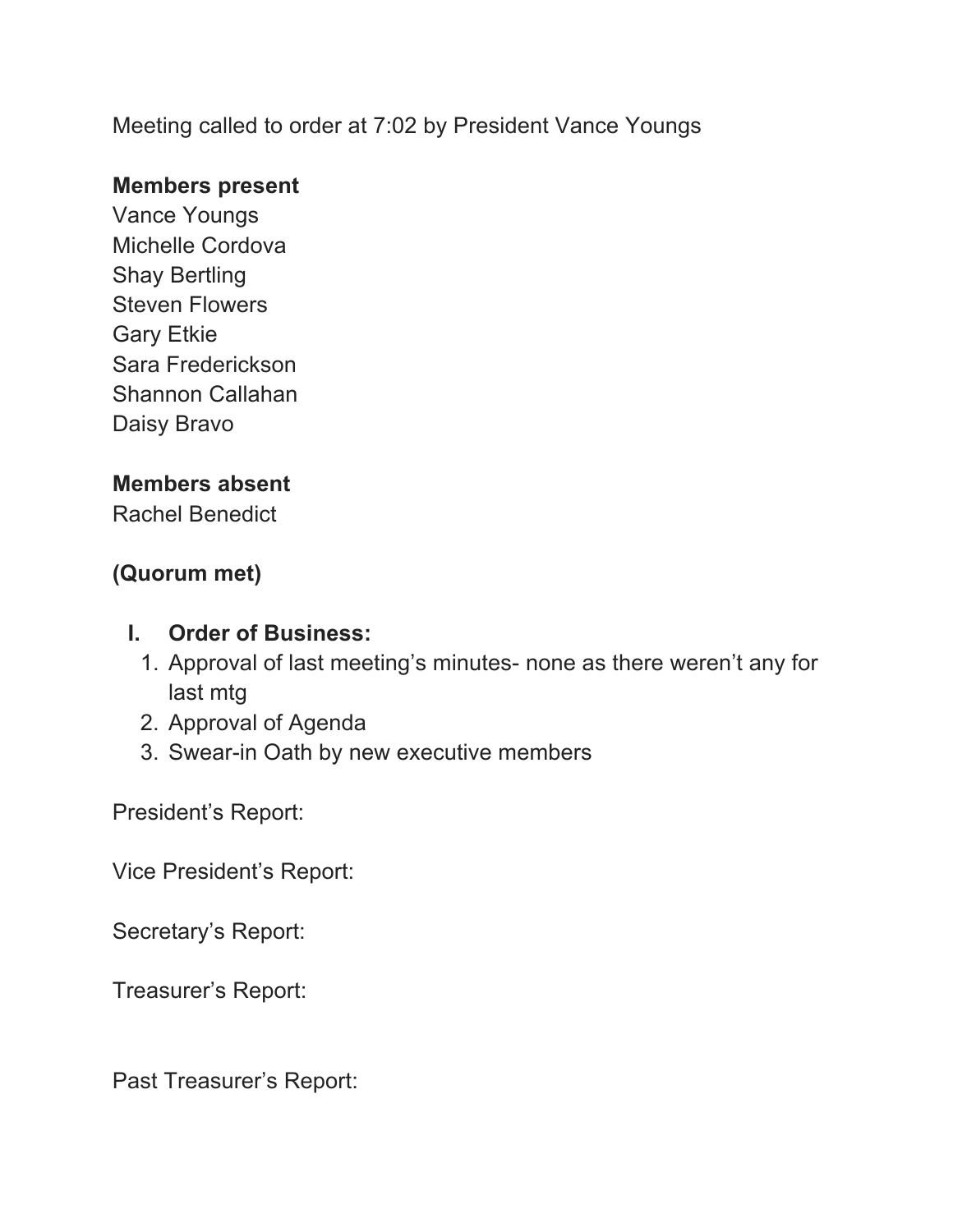Meeting called to order at 7:02 by President Vance Youngs

**Members present**

Vance Youngs
Michelle Cordova
Shay Bertling
Steven Flowers
Gary Etkie
Sara Frederickson
Shannon Callahan
Daisy Bravo

**Members absent**

Rachel Benedict

**(Quorum met)**

I. **Order of Business:**
   1. Approval of last meeting's minutes- none as there weren't any for last mtg
   2. Approval of Agenda
   3. Swear-in Oath by new executive members

President's Report:

Vice President's Report:

Secretary's Report:

Treasurer's Report:

Past Treasurer's Report: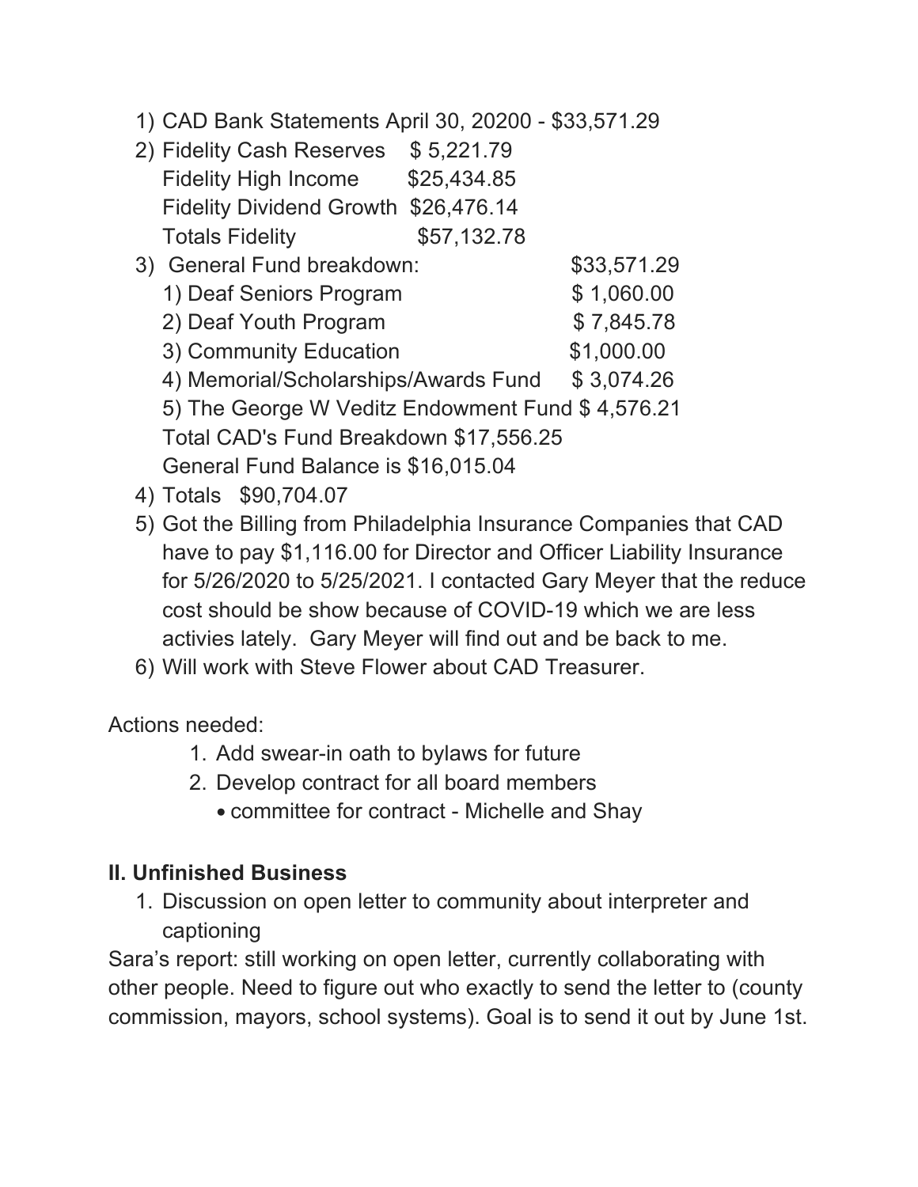1) CAD Bank Statements April 30, 20200 - $33,571.29
2) Fidelity Cash Reserves $ 5,221.79
   Fidelity High Income $25,434.85
   Fidelity Dividend Growth $26,476.14
   Totals Fidelity $57,132.78
3) General Fund breakdown: $33,571.29
   1) Deaf Seniors Program $ 1,060.00
   2) Deaf Youth Program $ 7,845.78
   3) Community Education $1,000.00
   4) Memorial/Scholarships/Awards Fund $ 3,074.26
   5) The George W Veditz Endowment Fund $ 4,576.21
   Total CAD's Fund Breakdown $17,556.25
   General Fund Balance is $16,015.04
4) Totals $90,704.07
5) Got the Billing from Philadelphia Insurance Companies that CAD have to pay $1,116.00 for Director and Officer Liability Insurance for 5/26/2020 to 5/25/2021. I contacted Gary Meyer that the reduce cost should be show because of COVID-19 which we are less activies lately. Gary Meyer will find out and be back to me.
6) Will work with Steve Flower about CAD Treasurer.

Actions needed:

1. Add swear-in oath to bylaws for future
2. Develop contract for all board members
   - committee for contract - Michelle and Shay

## II. Unfinished Business

1. Discussion on open letter to community about interpreter and captioning

Sara's report: still working on open letter, currently collaborating with other people. Need to figure out who exactly to send the letter to (county commission, mayors, school systems). Goal is to send it out by June 1st.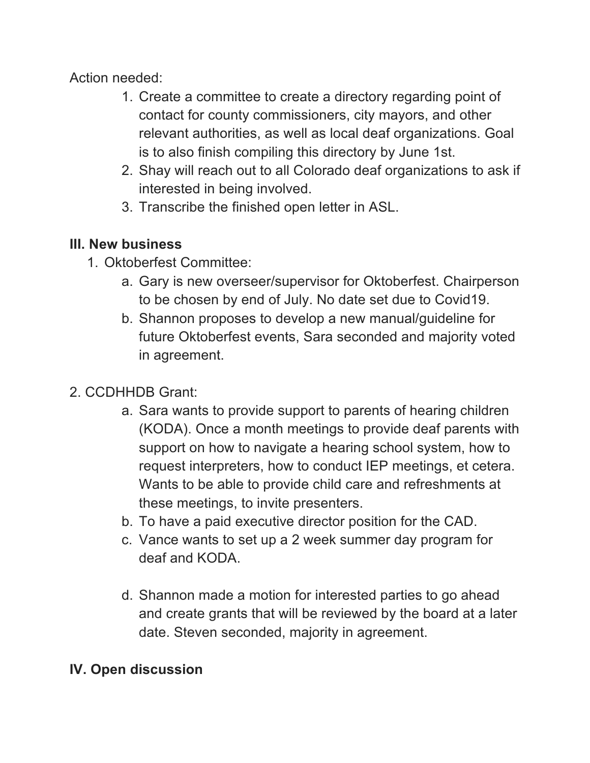Action needed:

1. Create a committee to create a directory regarding point of contact for county commissioners, city mayors, and other relevant authorities, as well as local deaf organizations. Goal is to also finish compiling this directory by June 1st.
2. Shay will reach out to all Colorado deaf organizations to ask if interested in being involved.
3. Transcribe the finished open letter in ASL.

**III. New business**

1. Oktoberfest Committee:
   a. Gary is new overseer/supervisor for Oktoberfest. Chairperson to be chosen by end of July. No date set due to Covid19.
   b. Shannon proposes to develop a new manual/guideline for future Oktoberfest events, Sara seconded and majority voted in agreement.

2. CCDHHDB Grant:
   a. Sara wants to provide support to parents of hearing children (KODA). Once a month meetings to provide deaf parents with support on how to navigate a hearing school system, how to request interpreters, how to conduct IEP meetings, et cetera. Wants to be able to provide child care and refreshments at these meetings, to invite presenters.
   b. To have a paid executive director position for the CAD.
   c. Vance wants to set up a 2 week summer day program for deaf and KODA.

   d. Shannon made a motion for interested parties to go ahead and create grants that will be reviewed by the board at a later date. Steven seconded, majority in agreement.

**IV. Open discussion**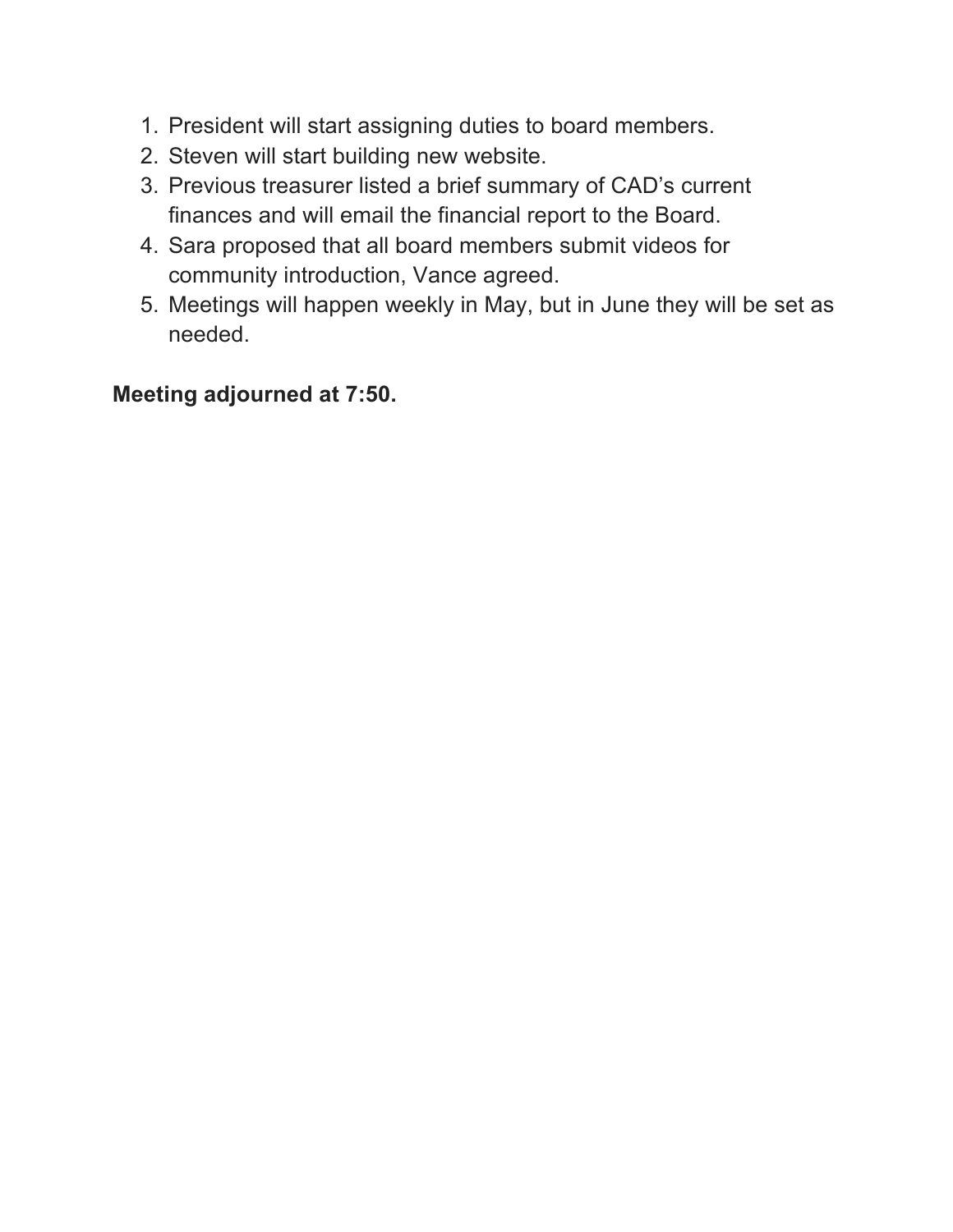1. President will start assigning duties to board members.
2. Steven will start building new website.
3. Previous treasurer listed a brief summary of CAD's current finances and will email the financial report to the Board.
4. Sara proposed that all board members submit videos for community introduction, Vance agreed.
5. Meetings will happen weekly in May, but in June they will be set as needed.

**Meeting adjourned at 7:50.**